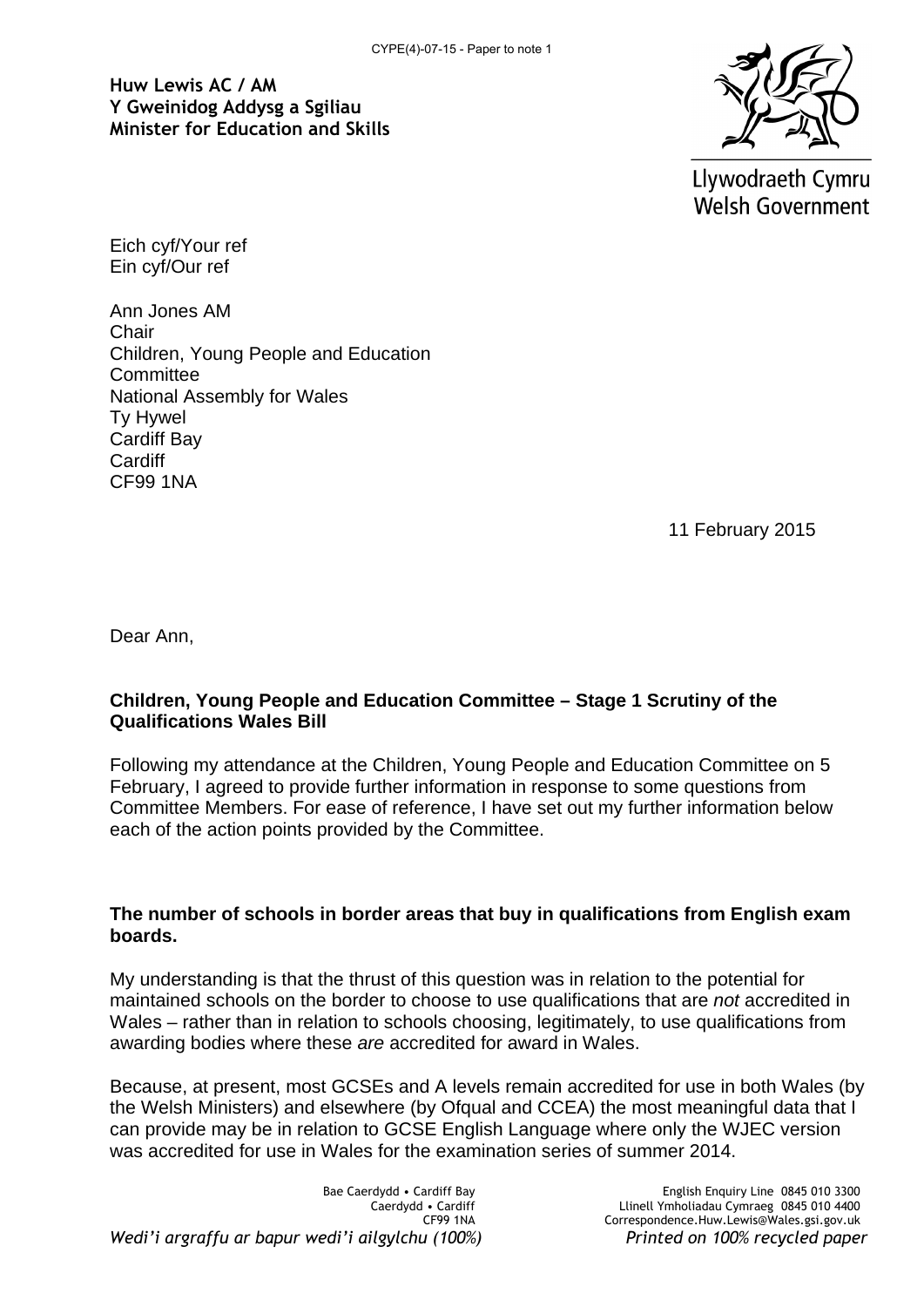**Huw Lewis AC / AM**
**Y Gweinidog Addysg a Sgiliau**
**Minister for Education and Skills**

Llywodraeth Cymru
Welsh Government

Eich cyf/Your ref
Ein cyf/Our ref

Ann Jones AM
Chair
Children, Young People and Education Committee
National Assembly for Wales
Ty Hywel
Cardiff Bay
Cardiff
CF99 1NA

11 February 2015

Dear Ann,

**Children, Young People and Education Committee – Stage 1 Scrutiny of the Qualifications Wales Bill**

Following my attendance at the Children, Young People and Education Committee on 5 February, I agreed to provide further information in response to some questions from Committee Members. For ease of reference, I have set out my further information below each of the action points provided by the Committee.

**The number of schools in border areas that buy in qualifications from English exam boards.**

My understanding is that the thrust of this question was in relation to the potential for maintained schools on the border to choose to use qualifications that are *not* accredited in Wales – rather than in relation to schools choosing, legitimately, to use qualifications from awarding bodies where these *are* accredited for award in Wales.

Because, at present, most GCSEs and A levels remain accredited for use in both Wales (by the Welsh Ministers) and elsewhere (by Ofqual and CCEA) the most meaningful data that I can provide may be in relation to GCSE English Language where only the WJEC version was accredited for use in Wales for the examination series of summer 2014.

Bae Caerdydd • Cardiff Bay
Caerdydd • Cardiff
CF99 1NA

English Enquiry Line 0845 010 3300
Llinell Ymholiadau Cymraeg 0845 010 4400
Correspondence.Huw.Lewis@Wales.gsi.gov.uk

*Wedi'i argraffu ar bapur wedi'i ailgylchu (100%)* *Printed on 100% recycled paper*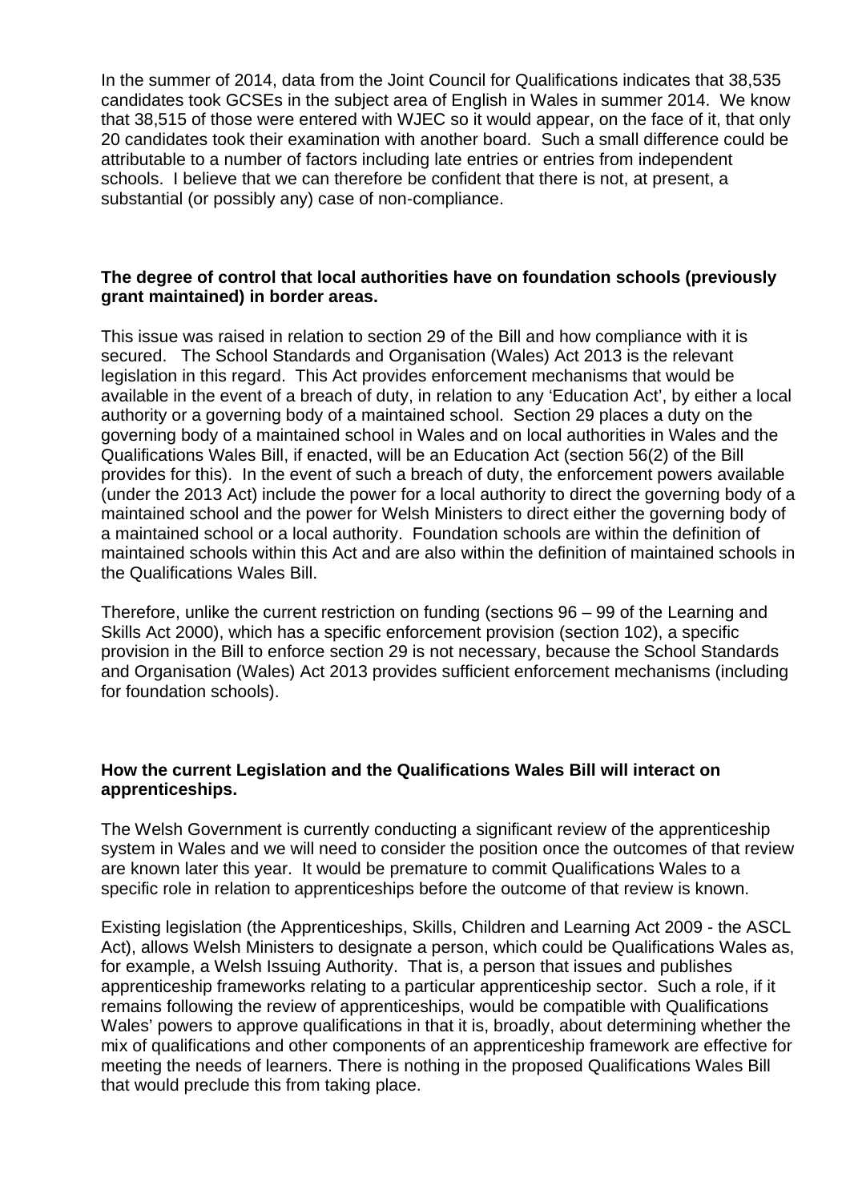In the summer of 2014, data from the Joint Council for Qualifications indicates that 38,535 candidates took GCSEs in the subject area of English in Wales in summer 2014. We know that 38,515 of those were entered with WJEC so it would appear, on the face of it, that only 20 candidates took their examination with another board. Such a small difference could be attributable to a number of factors including late entries or entries from independent schools. I believe that we can therefore be confident that there is not, at present, a substantial (or possibly any) case of non-compliance.

**The degree of control that local authorities have on foundation schools (previously grant maintained) in border areas.**

This issue was raised in relation to section 29 of the Bill and how compliance with it is secured. The School Standards and Organisation (Wales) Act 2013 is the relevant legislation in this regard. This Act provides enforcement mechanisms that would be available in the event of a breach of duty, in relation to any 'Education Act', by either a local authority or a governing body of a maintained school. Section 29 places a duty on the governing body of a maintained school in Wales and on local authorities in Wales and the Qualifications Wales Bill, if enacted, will be an Education Act (section 56(2) of the Bill provides for this). In the event of such a breach of duty, the enforcement powers available (under the 2013 Act) include the power for a local authority to direct the governing body of a maintained school and the power for Welsh Ministers to direct either the governing body of a maintained school or a local authority. Foundation schools are within the definition of maintained schools within this Act and are also within the definition of maintained schools in the Qualifications Wales Bill.

Therefore, unlike the current restriction on funding (sections 96 – 99 of the Learning and Skills Act 2000), which has a specific enforcement provision (section 102), a specific provision in the Bill to enforce section 29 is not necessary, because the School Standards and Organisation (Wales) Act 2013 provides sufficient enforcement mechanisms (including for foundation schools).

**How the current Legislation and the Qualifications Wales Bill will interact on apprenticeships.**

The Welsh Government is currently conducting a significant review of the apprenticeship system in Wales and we will need to consider the position once the outcomes of that review are known later this year. It would be premature to commit Qualifications Wales to a specific role in relation to apprenticeships before the outcome of that review is known.

Existing legislation (the Apprenticeships, Skills, Children and Learning Act 2009 - the ASCL Act), allows Welsh Ministers to designate a person, which could be Qualifications Wales as, for example, a Welsh Issuing Authority. That is, a person that issues and publishes apprenticeship frameworks relating to a particular apprenticeship sector. Such a role, if it remains following the review of apprenticeships, would be compatible with Qualifications Wales' powers to approve qualifications in that it is, broadly, about determining whether the mix of qualifications and other components of an apprenticeship framework are effective for meeting the needs of learners. There is nothing in the proposed Qualifications Wales Bill that would preclude this from taking place.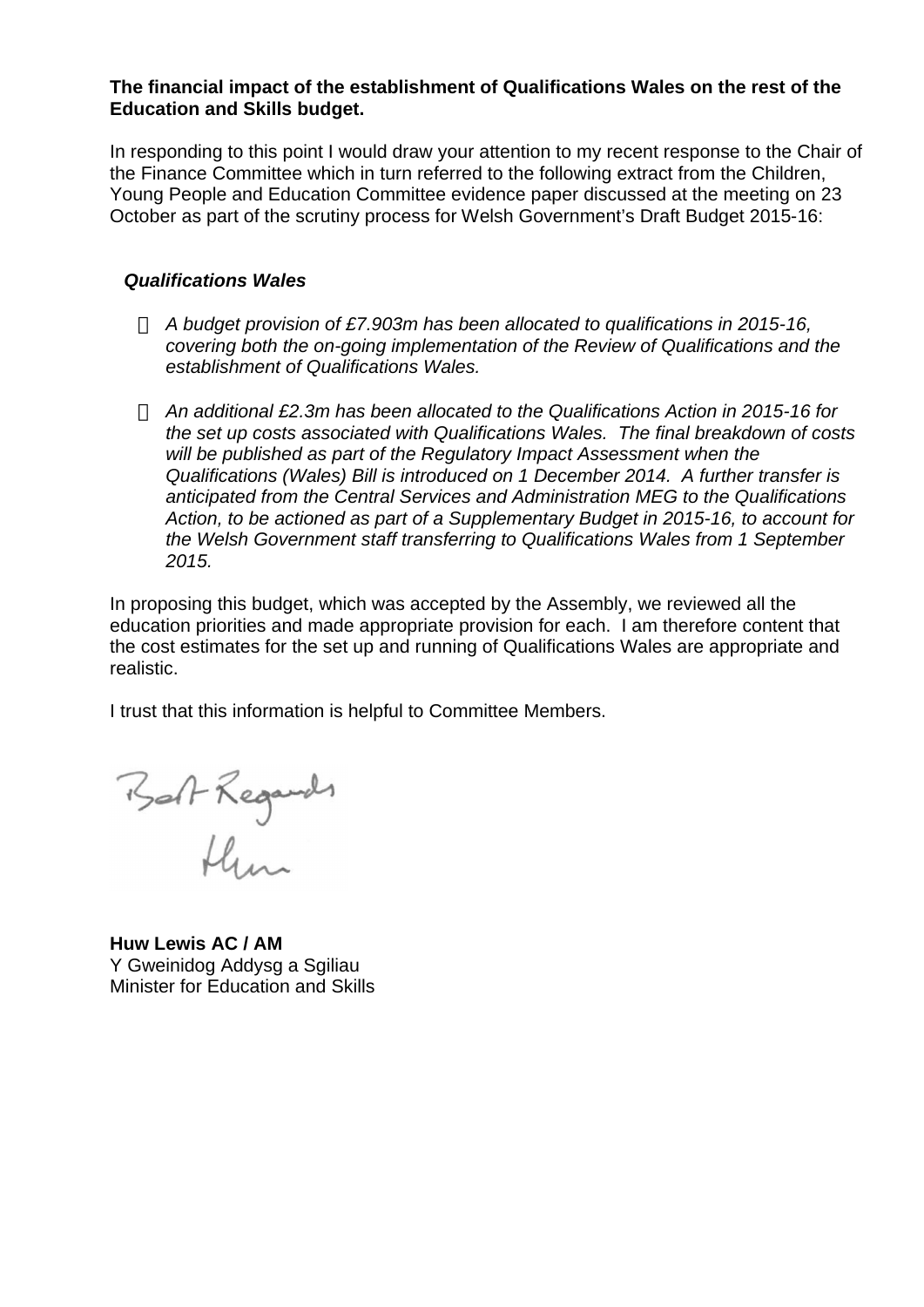**The financial impact of the establishment of Qualifications Wales on the rest of the Education and Skills budget.**

In responding to this point I would draw your attention to my recent response to the Chair of the Finance Committee which in turn referred to the following extract from the Children, Young People and Education Committee evidence paper discussed at the meeting on 23 October as part of the scrutiny process for Welsh Government's Draft Budget 2015-16:

***Qualifications Wales***

- *A budget provision of £7.903m has been allocated to qualifications in 2015-16, covering both the on-going implementation of the Review of Qualifications and the establishment of Qualifications Wales.*

- *An additional £2.3m has been allocated to the Qualifications Action in 2015-16 for the set up costs associated with Qualifications Wales. The final breakdown of costs will be published as part of the Regulatory Impact Assessment when the Qualifications (Wales) Bill is introduced on 1 December 2014. A further transfer is anticipated from the Central Services and Administration MEG to the Qualifications Action, to be actioned as part of a Supplementary Budget in 2015-16, to account for the Welsh Government staff transferring to Qualifications Wales from 1 September 2015.*

In proposing this budget, which was accepted by the Assembly, we reviewed all the education priorities and made appropriate provision for each. I am therefore content that the cost estimates for the set up and running of Qualifications Wales are appropriate and realistic.

I trust that this information is helpful to Committee Members.

Best Regards
Huw

**Huw Lewis AC / AM**
Y Gweinidog Addysg a Sgiliau
Minister for Education and Skills